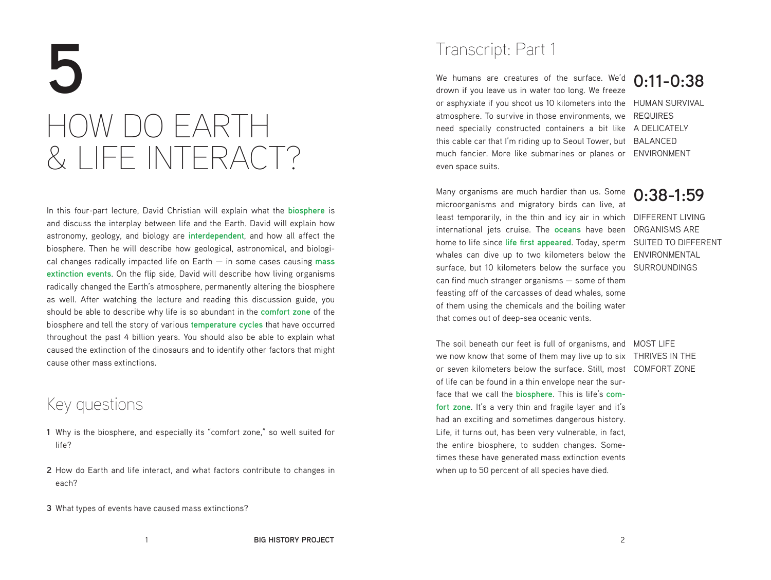# 5

# HOW DO EARTH & LIFE INTERACT?

In this four-part lecture, David Christian will explain what the **biosphere** is and discuss the interplay between life and the Earth. David will explain how astronomy, geology, and biology are **interdependent**, and how all affect the biosphere. Then he will describe how geological, astronomical, and biological changes radically impacted life on Earth — in some cases causing **mass extinction events**. On the flip side, David will describe how living organisms radically changed the Earth's atmosphere, permanently altering the biosphere as well. After watching the lecture and reading this discussion guide, you should be able to describe why life is so abundant in the **comfort zone** of the biosphere and tell the story of various **temperature cycles** that have occurred throughout the past 4 billion years. You should also be able to explain what caused the extinction of the dinosaurs and to identify other factors that might cause other mass extinctions.

## Key questions

1. Why is the biosphere, and especially its "comfort zone," so well suited for life?
2. How do Earth and life interact, and what factors contribute to changes in each?
3. What types of events have caused mass extinctions?

## Transcript: Part 1

### 0:11-0:38

HUMAN SURVIVAL REQUIRES A DELICATELY BALANCED ENVIRONMENT

We humans are creatures of the surface. We'd drown if you leave us in water too long. We freeze or asphyxiate if you shoot us 10 kilometers into the atmosphere. To survive in those environments, we need specially constructed containers a bit like this cable car that I'm riding up to Seoul Tower, but much fancier. More like submarines or planes or even space suits.

### 0:38-1:59

DIFFERENT LIVING ORGANISMS ARE SUITED TO DIFFERENT ENVIRONMENTAL SURROUNDINGS

Many organisms are much hardier than us. Some microorganisms and migratory birds can live, at least temporarily, in the thin and icy air in which international jets cruise. The **oceans** have been home to life since **life first appeared**. Today, sperm whales can dive up to two kilometers below the surface, but 10 kilometers below the surface you can find much stranger organisms — some of them feasting off of the carcasses of dead whales, some of them using the chemicals and the boiling water that comes out of deep-sea oceanic vents.

MOST LIFE THRIVES IN THE COMFORT ZONE

The soil beneath our feet is full of organisms, and we now know that some of them may live up to six or seven kilometers below the surface. Still, most of life can be found in a thin envelope near the surface that we call the **biosphere**. This is life's **comfort zone**. It's a very thin and fragile layer and it's had an exciting and sometimes dangerous history. Life, it turns out, has been very vulnerable, in fact, the entire biosphere, to sudden changes. Sometimes these have generated mass extinction events when up to 50 percent of all species have died.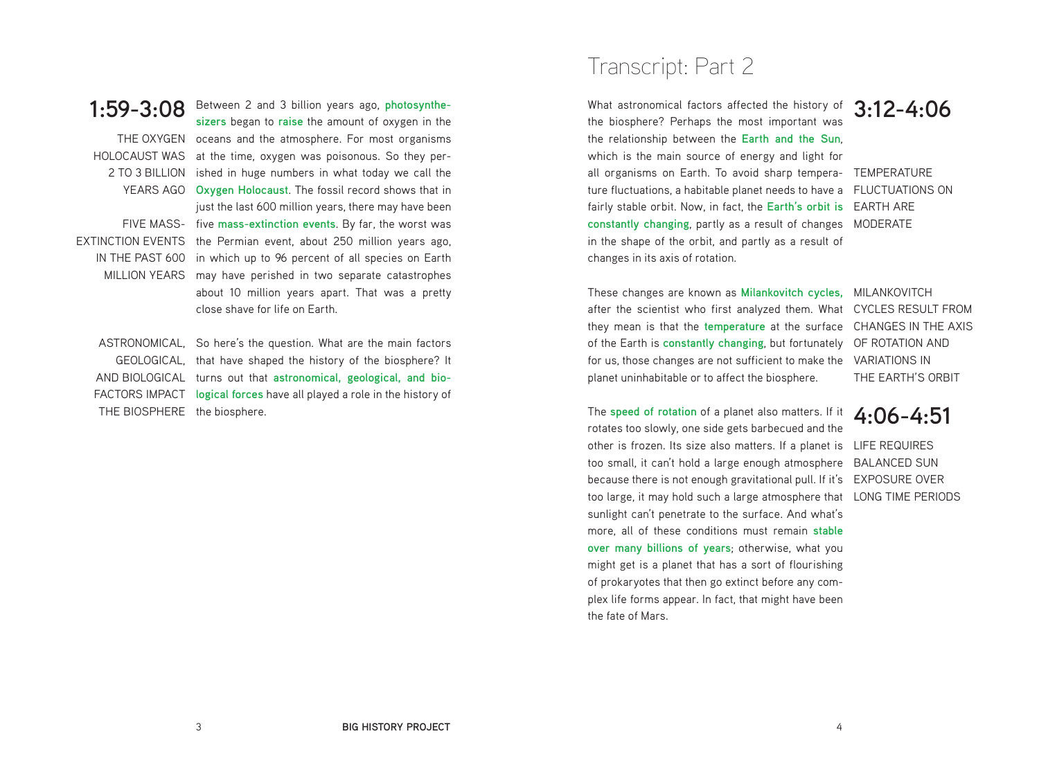**1:59-3:08**

THE OXYGEN HOLOCAUST WAS 2 TO 3 BILLION YEARS AGO

FIVE MASS-EXTINCTION EVENTS IN THE PAST 600 MILLION YEARS

Between 2 and 3 billion years ago, **photosynthesizers** began to **raise** the amount of oxygen in the oceans and the atmosphere. For most organisms at the time, oxygen was poisonous. So they perished in huge numbers in what today we call the **Oxygen Holocaust**. The fossil record shows that in just the last 600 million years, there may have been five **mass-extinction events**. By far, the worst was the Permian event, about 250 million years ago, in which up to 96 percent of all species on Earth may have perished in two separate catastrophes about 10 million years apart. That was a pretty close shave for life on Earth.

ASTRONOMICAL, GEOLOGICAL, AND BIOLOGICAL FACTORS IMPACT THE BIOSPHERE

So here's the question. What are the main factors that have shaped the history of the biosphere? It turns out that **astronomical, geological, and biological forces** have all played a role in the history of the biosphere.

# Transcript: Part 2

**3:12-4:06**

TEMPERATURE FLUCTUATIONS ON EARTH ARE MODERATE

What astronomical factors affected the history of the biosphere? Perhaps the most important was the relationship between the **Earth and the Sun**, which is the main source of energy and light for all organisms on Earth. To avoid sharp temperature fluctuations, a habitable planet needs to have a fairly stable orbit. Now, in fact, the **Earth's orbit is constantly changing**, partly as a result of changes in the shape of the orbit, and partly as a result of changes in its axis of rotation.

MILANKOVITCH CYCLES RESULT FROM CHANGES IN THE AXIS OF ROTATION AND VARIATIONS IN THE EARTH'S ORBIT

These changes are known as **Milankovitch cycles,** after the scientist who first analyzed them. What they mean is that the **temperature** at the surface of the Earth is **constantly changing**, but fortunately for us, those changes are not sufficient to make the planet uninhabitable or to affect the biosphere.

**4:06-4:51**

LIFE REQUIRES BALANCED SUN EXPOSURE OVER LONG TIME PERIODS

The **speed of rotation** of a planet also matters. If it rotates too slowly, one side gets barbecued and the other is frozen. Its size also matters. If a planet is too small, it can't hold a large enough atmosphere because there is not enough gravitational pull. If it's too large, it may hold such a large atmosphere that sunlight can't penetrate to the surface. And what's more, all of these conditions must remain **stable over many billions of years**; otherwise, what you might get is a planet that has a sort of flourishing of prokaryotes that then go extinct before any complex life forms appear. In fact, that might have been the fate of Mars.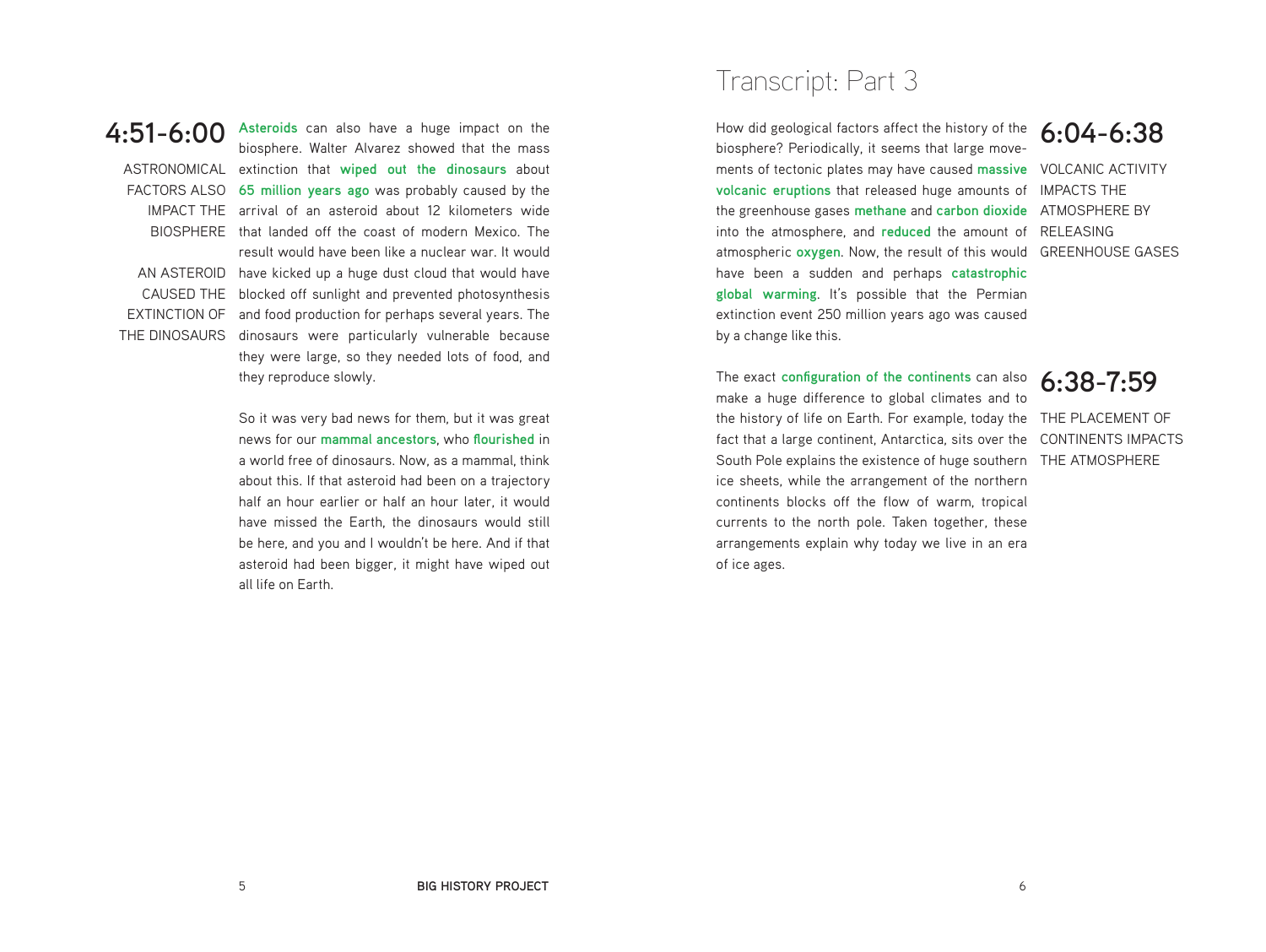**4:51-6:00**

ASTRONOMICAL FACTORS ALSO IMPACT THE BIOSPHERE

AN ASTEROID CAUSED THE EXTINCTION OF THE DINOSAURS

**Asteroids** can also have a huge impact on the biosphere. Walter Alvarez showed that the mass extinction that **wiped out the dinosaurs** about **65 million years ago** was probably caused by the arrival of an asteroid about 12 kilometers wide that landed off the coast of modern Mexico. The result would have been like a nuclear war. It would have kicked up a huge dust cloud that would have blocked off sunlight and prevented photosynthesis and food production for perhaps several years. The dinosaurs were particularly vulnerable because they were large, so they needed lots of food, and they reproduce slowly.

So it was very bad news for them, but it was great news for our **mammal ancestors**, who **flourished** in a world free of dinosaurs. Now, as a mammal, think about this. If that asteroid had been on a trajectory half an hour earlier or half an hour later, it would have missed the Earth, the dinosaurs would still be here, and you and I wouldn't be here. And if that asteroid had been bigger, it might have wiped out all life on Earth.

# Transcript: Part 3

**6:04-6:38**

VOLCANIC ACTIVITY IMPACTS THE ATMOSPHERE BY RELEASING GREENHOUSE GASES

How did geological factors affect the history of the biosphere? Periodically, it seems that large movements of tectonic plates may have caused **massive volcanic eruptions** that released huge amounts of the greenhouse gases **methane** and **carbon dioxide** into the atmosphere, and **reduced** the amount of atmospheric **oxygen**. Now, the result of this would have been a sudden and perhaps **catastrophic global warming**. It's possible that the Permian extinction event 250 million years ago was caused by a change like this.

**6:38-7:59**

THE PLACEMENT OF CONTINENTS IMPACTS THE ATMOSPHERE

The exact **configuration of the continents** can also make a huge difference to global climates and to the history of life on Earth. For example, today the fact that a large continent, Antarctica, sits over the South Pole explains the existence of huge southern ice sheets, while the arrangement of the northern continents blocks off the flow of warm, tropical currents to the north pole. Taken together, these arrangements explain why today we live in an era of ice ages.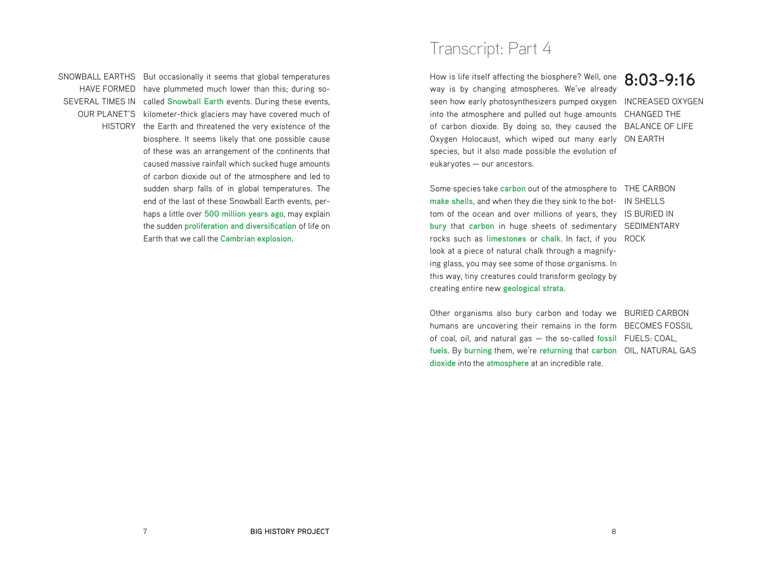SNOWBALL EARTHS HAVE FORMED SEVERAL TIMES IN OUR PLANET'S HISTORY

But occasionally it seems that global temperatures have plummeted much lower than this; during so-called **Snowball Earth** events. During these events, kilometer-thick glaciers may have covered much of the Earth and threatened the very existence of the biosphere. It seems likely that one possible cause of these was an arrangement of the continents that caused massive rainfall which sucked huge amounts of carbon dioxide out of the atmosphere and led to sudden sharp falls of in global temperatures. The end of the last of these Snowball Earth events, perhaps a little over **500 million years ago**, may explain the sudden **proliferation and diversification** of life on Earth that we call the **Cambrian explosion**.

# Transcript: Part 4

## 8:03-9:16

INCREASED OXYGEN CHANGED THE BALANCE OF LIFE ON EARTH

How is life itself affecting the biosphere? Well, one way is by changing atmospheres. We've already seen how early photosynthesizers pumped oxygen into the atmosphere and pulled out huge amounts of carbon dioxide. By doing so, they caused the Oxygen Holocaust, which wiped out many early species, but it also made possible the evolution of eukaryotes — our ancestors.

THE CARBON IN SHELLS IS BURIED IN SEDIMENTARY ROCK

Some species take **carbon** out of the atmosphere to **make shells**, and when they die they sink to the bottom of the ocean and over millions of years, they **bury** that **carbon** in huge sheets of sedimentary rocks such as **limestones** or **chalk**. In fact, if you look at a piece of natural chalk through a magnifying glass, you may see some of those organisms. In this way, tiny creatures could transform geology by creating entire new **geological strata**.

BURIED CARBON BECOMES FOSSIL FUELS: COAL, OIL, NATURAL GAS

Other organisms also bury carbon and today we humans are uncovering their remains in the form of coal, oil, and natural gas — the so-called **fossil fuels**. By **burning** them, we're **returning** that **carbon dioxide** into the **atmosphere** at an incredible rate.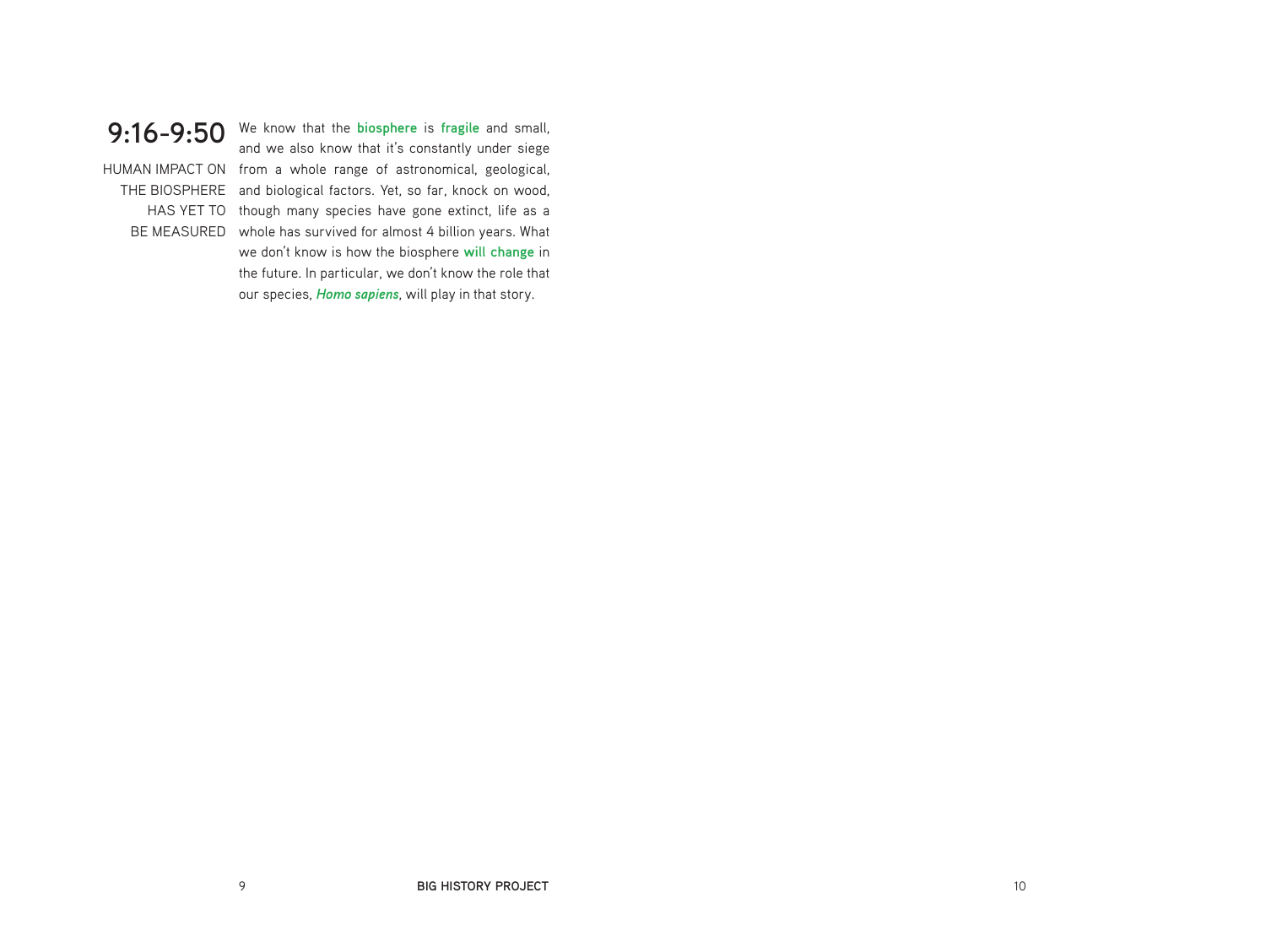## 9:16-9:50

HUMAN IMPACT ON THE BIOSPHERE HAS YET TO BE MEASURED

We know that the **biosphere** is **fragile** and small, and we also know that it's constantly under siege from a whole range of astronomical, geological, and biological factors. Yet, so far, knock on wood, though many species have gone extinct, life as a whole has survived for almost 4 billion years. What we don't know is how the biosphere **will change** in the future. In particular, we don't know the role that our species, ***Homo sapiens***, will play in that story.